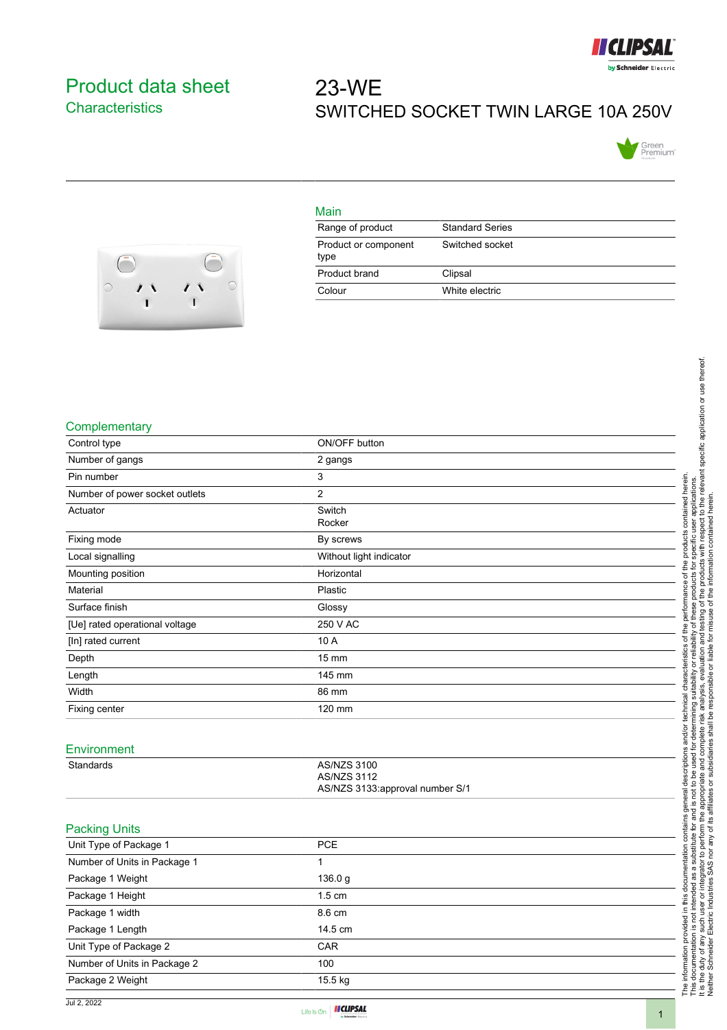# Product data sheet
## Characteristics

# 23-WE
SWITCHED SOCKET TWIN LARGE 10A 250V

## Main

| | |
|---|---|
| Range of product | Standard Series |
| Product or component type | Switched socket |
| Product brand | Clipsal |
| Colour | White electric |

## Complementary

| | |
|---|---|
| Control type | ON/OFF button |
| Number of gangs | 2 gangs |
| Pin number | 3 |
| Number of power socket outlets | 2 |
| Actuator | Switch<br>Rocker |
| Fixing mode | By screws |
| Local signalling | Without light indicator |
| Mounting position | Horizontal |
| Material | Plastic |
| Surface finish | Glossy |
| [Ue] rated operational voltage | 250 V AC |
| [In] rated current | 10 A |
| Depth | 15 mm |
| Length | 145 mm |
| Width | 86 mm |
| Fixing center | 120 mm |

## Environment

| | |
|---|---|
| Standards | AS/NZS 3100<br>AS/NZS 3112<br>AS/NZS 3133:approval number S/1 |

## Packing Units

| | |
|---|---|
| Unit Type of Package 1 | PCE |
| Number of Units in Package 1 | 1 |
| Package 1 Weight | 136.0 g |
| Package 1 Height | 1.5 cm |
| Package 1 width | 8.6 cm |
| Package 1 Length | 14.5 cm |
| Unit Type of Package 2 | CAR |
| Number of Units in Package 2 | 100 |
| Package 2 Weight | 15.5 kg |

The information provided in this documentation contains general descriptions and/or technical characteristics of the performance of the products contained herein.
This documentation is not intended as a substitute for and is not to be used for determining suitability or reliability of these products for specific user applications.
It is the duty of any such user or integrator to perform the appropriate and complete risk analysis, evaluation and testing of the products with respect to the relevant specific application or use thereof.
Neither Schneider Electric Industries SAS nor any of its affiliates or subsidiaries shall be responsible or liable for misuse of the information contained herein.

Jul 2, 2022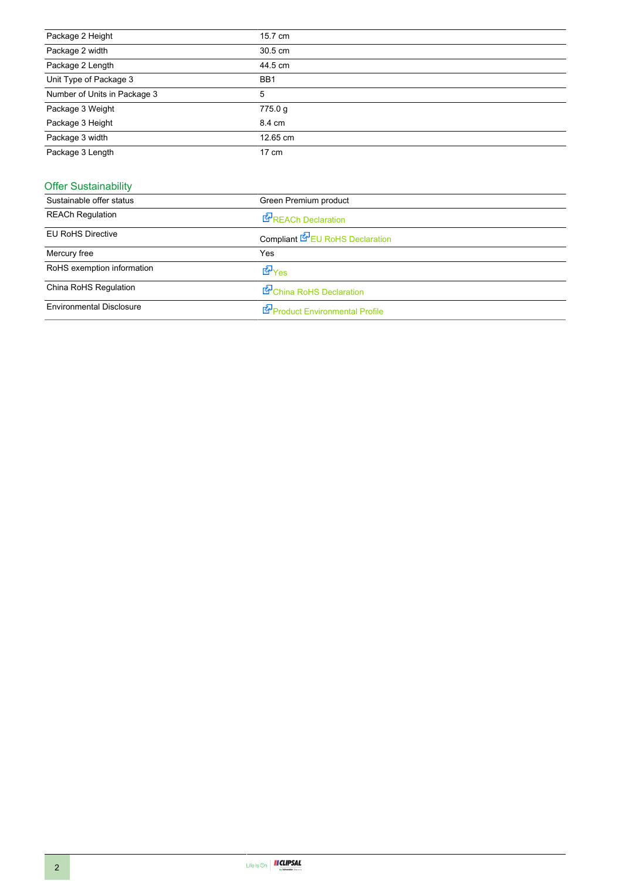| | |
|---|---|
| Package 2 Height | 15.7 cm |
| Package 2 width | 30.5 cm |
| Package 2 Length | 44.5 cm |
| Unit Type of Package 3 | BB1 |
| Number of Units in Package 3 | 5 |
| Package 3 Weight | 775.0 g |
| Package 3 Height | 8.4 cm |
| Package 3 width | 12.65 cm |
| Package 3 Length | 17 cm |

## Offer Sustainability

| | |
|---|---|
| Sustainable offer status | Green Premium product |
| REACh Regulation | REACh Declaration |
| EU RoHS Directive | Compliant EU RoHS Declaration |
| Mercury free | Yes |
| RoHS exemption information | Yes |
| China RoHS Regulation | China RoHS Declaration |
| Environmental Disclosure | Product Environmental Profile |